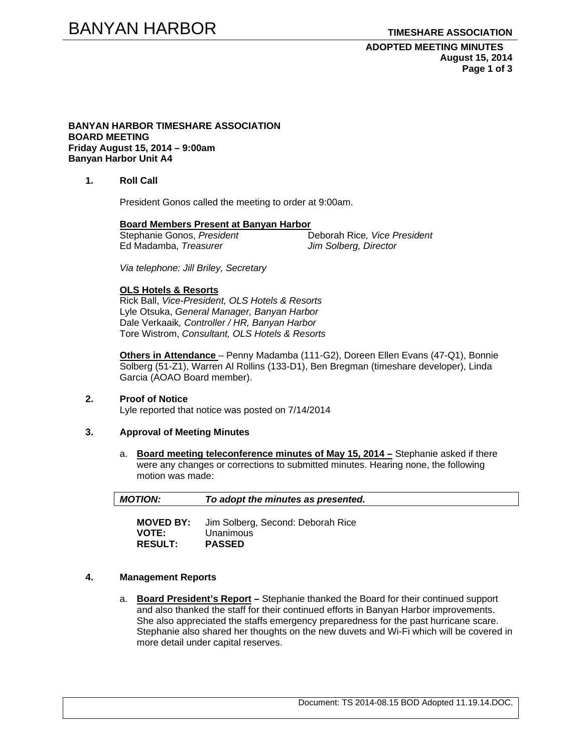**BANYAN HARBOR TIMESHARE ASSOCIATION**
**BOARD MEETING**
**Friday August 15, 2014 – 9:00am**
**Banyan Harbor Unit A4**

1. **Roll Call**

   President Gonos called the meeting to order at 9:00am.

   **Board Members Present at Banyan Harbor**
   Stephanie Gonos, *President*
   Deborah Rice, *Vice President*
   Ed Madamba, *Treasurer*
   *Jim Solberg, Director*

   *Via telephone: Jill Briley, Secretary*

   **OLS Hotels & Resorts**
   Rick Ball, *Vice-President, OLS Hotels & Resorts*
   Lyle Otsuka, *General Manager, Banyan Harbor*
   Dale Verkaaik*, Controller / HR, Banyan Harbor*
   Tore Wistrom, *Consultant, OLS Hotels & Resorts*

   **Others in Attendance** – Penny Madamba (111-G2), Doreen Ellen Evans (47-Q1), Bonnie Solberg (51-Z1), Warren Al Rollins (133-D1), Ben Bregman (timeshare developer), Linda Garcia (AOAO Board member).

2. **Proof of Notice**
   Lyle reported that notice was posted on 7/14/2014

3. **Approval of Meeting Minutes**

   a. **Board meeting teleconference minutes of May 15, 2014 –** Stephanie asked if there were any changes or corrections to submitted minutes. Hearing none, the following motion was made:

   | ***MOTION:*** | ***To adopt the minutes as presented.*** |
   |---|---|

   **MOVED BY:** Jim Solberg, Second: Deborah Rice
   **VOTE:** Unanimous
   **RESULT:** **PASSED**

4. **Management Reports**

   a. **Board President's Report –** Stephanie thanked the Board for their continued support and also thanked the staff for their continued efforts in Banyan Harbor improvements. She also appreciated the staffs emergency preparedness for the past hurricane scare. Stephanie also shared her thoughts on the new duvets and Wi-Fi which will be covered in more detail under capital reserves.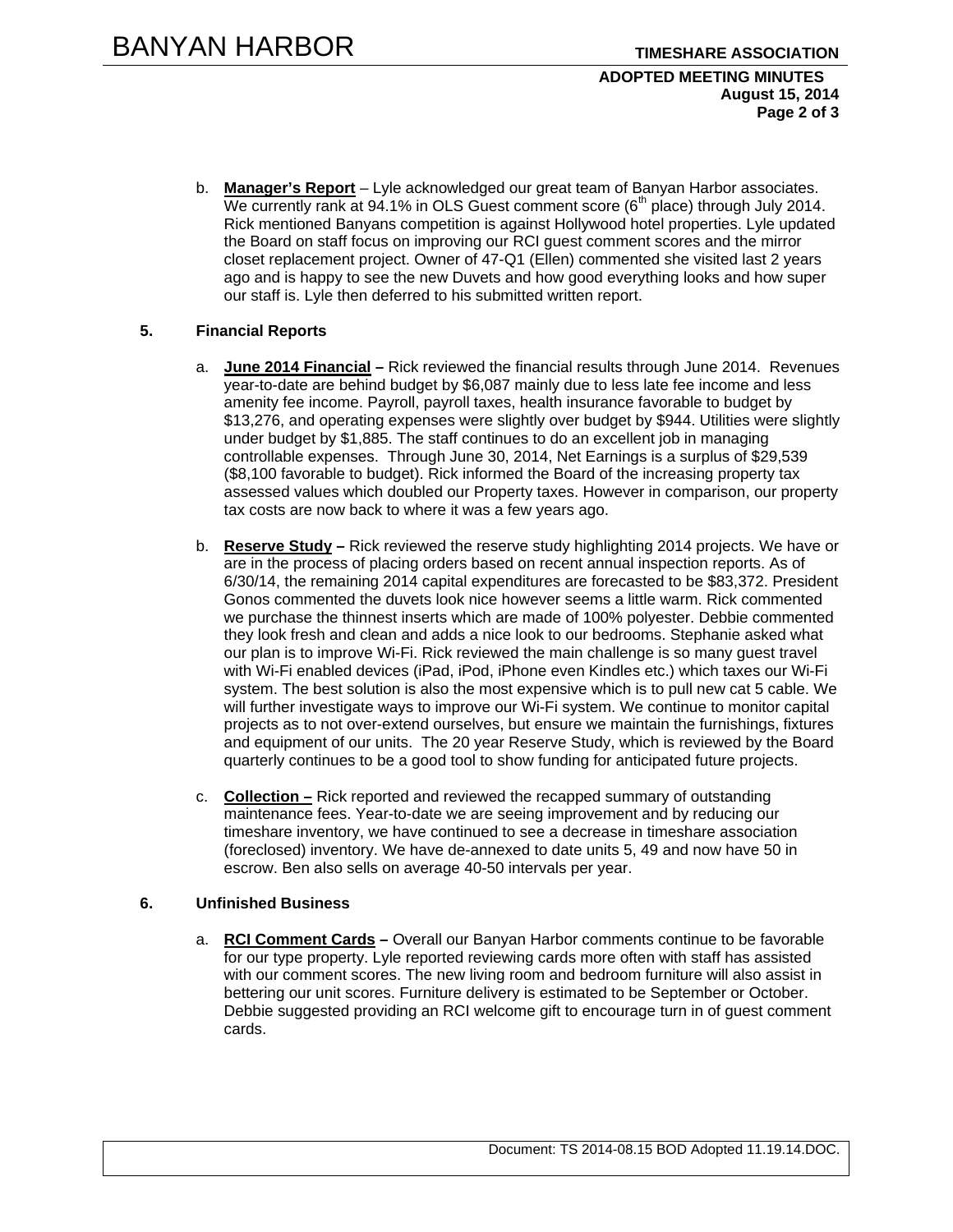b. **Manager's Report** – Lyle acknowledged our great team of Banyan Harbor associates. We currently rank at 94.1% in OLS Guest comment score (6th place) through July 2014. Rick mentioned Banyans competition is against Hollywood hotel properties. Lyle updated the Board on staff focus on improving our RCI guest comment scores and the mirror closet replacement project. Owner of 47-Q1 (Ellen) commented she visited last 2 years ago and is happy to see the new Duvets and how good everything looks and how super our staff is. Lyle then deferred to his submitted written report.

**5. Financial Reports**

a. **June 2014 Financial –** Rick reviewed the financial results through June 2014. Revenues year-to-date are behind budget by $6,087 mainly due to less late fee income and less amenity fee income. Payroll, payroll taxes, health insurance favorable to budget by $13,276, and operating expenses were slightly over budget by $944. Utilities were slightly under budget by $1,885. The staff continues to do an excellent job in managing controllable expenses. Through June 30, 2014, Net Earnings is a surplus of $29,539 ($8,100 favorable to budget). Rick informed the Board of the increasing property tax assessed values which doubled our Property taxes. However in comparison, our property tax costs are now back to where it was a few years ago.

b. **Reserve Study –** Rick reviewed the reserve study highlighting 2014 projects. We have or are in the process of placing orders based on recent annual inspection reports. As of 6/30/14, the remaining 2014 capital expenditures are forecasted to be $83,372. President Gonos commented the duvets look nice however seems a little warm. Rick commented we purchase the thinnest inserts which are made of 100% polyester. Debbie commented they look fresh and clean and adds a nice look to our bedrooms. Stephanie asked what our plan is to improve Wi-Fi. Rick reviewed the main challenge is so many guest travel with Wi-Fi enabled devices (iPad, iPod, iPhone even Kindles etc.) which taxes our Wi-Fi system. The best solution is also the most expensive which is to pull new cat 5 cable. We will further investigate ways to improve our Wi-Fi system. We continue to monitor capital projects as to not over-extend ourselves, but ensure we maintain the furnishings, fixtures and equipment of our units. The 20 year Reserve Study, which is reviewed by the Board quarterly continues to be a good tool to show funding for anticipated future projects.

c. **Collection –** Rick reported and reviewed the recapped summary of outstanding maintenance fees. Year-to-date we are seeing improvement and by reducing our timeshare inventory, we have continued to see a decrease in timeshare association (foreclosed) inventory. We have de-annexed to date units 5, 49 and now have 50 in escrow. Ben also sells on average 40-50 intervals per year.

**6. Unfinished Business**

a. **RCI Comment Cards –** Overall our Banyan Harbor comments continue to be favorable for our type property. Lyle reported reviewing cards more often with staff has assisted with our comment scores. The new living room and bedroom furniture will also assist in bettering our unit scores. Furniture delivery is estimated to be September or October. Debbie suggested providing an RCI welcome gift to encourage turn in of guest comment cards.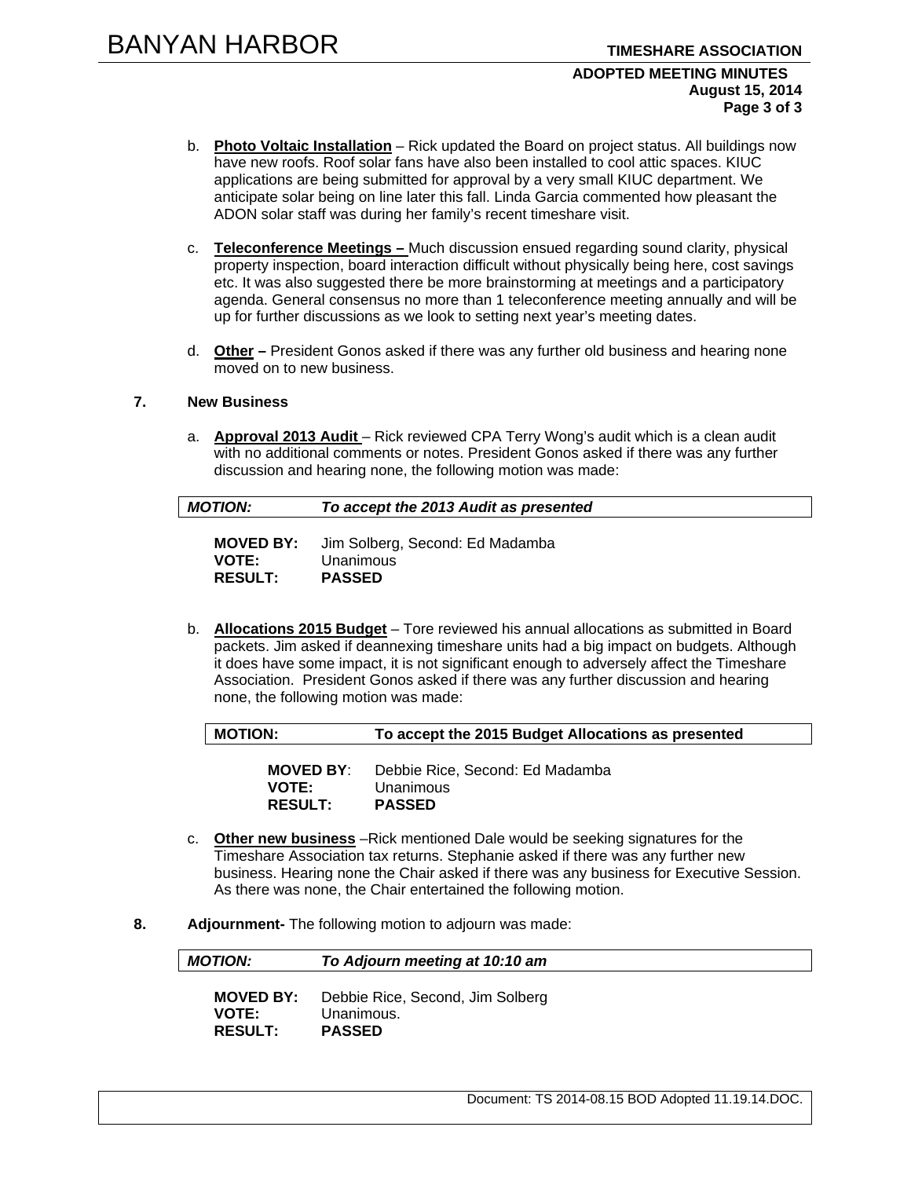b. **Photo Voltaic Installation** – Rick updated the Board on project status. All buildings now have new roofs. Roof solar fans have also been installed to cool attic spaces. KIUC applications are being submitted for approval by a very small KIUC department. We anticipate solar being on line later this fall. Linda Garcia commented how pleasant the ADON solar staff was during her family's recent timeshare visit.

c. **Teleconference Meetings –** Much discussion ensued regarding sound clarity, physical property inspection, board interaction difficult without physically being here, cost savings etc. It was also suggested there be more brainstorming at meetings and a participatory agenda. General consensus no more than 1 teleconference meeting annually and will be up for further discussions as we look to setting next year's meeting dates.

d. **Other –** President Gonos asked if there was any further old business and hearing none moved on to new business.

**7. New Business**

a. **Approval 2013 Audit** – Rick reviewed CPA Terry Wong's audit which is a clean audit with no additional comments or notes. President Gonos asked if there was any further discussion and hearing none, the following motion was made:

| ***MOTION:*** | ***To accept the 2013 Audit as presented*** |
|---|---|

**MOVED BY:** Jim Solberg, Second: Ed Madamba
**VOTE:** Unanimous
**RESULT:** **PASSED**

b. **Allocations 2015 Budget** – Tore reviewed his annual allocations as submitted in Board packets. Jim asked if deannexing timeshare units had a big impact on budgets. Although it does have some impact, it is not significant enough to adversely affect the Timeshare Association. President Gonos asked if there was any further discussion and hearing none, the following motion was made:

| **MOTION:** | **To accept the 2015 Budget Allocations as presented** |
|---|---|

**MOVED BY**: Debbie Rice, Second: Ed Madamba
**VOTE:** Unanimous
**RESULT:** **PASSED**

c. **Other new business** –Rick mentioned Dale would be seeking signatures for the Timeshare Association tax returns. Stephanie asked if there was any further new business. Hearing none the Chair asked if there was any business for Executive Session. As there was none, the Chair entertained the following motion.

**8. Adjournment-** The following motion to adjourn was made:

| ***MOTION:*** | ***To Adjourn meeting at 10:10 am*** |
|---|---|

**MOVED BY:** Debbie Rice, Second, Jim Solberg
**VOTE:** Unanimous.
**RESULT:** **PASSED**

Document: TS 2014-08.15 BOD Adopted 11.19.14.DOC.